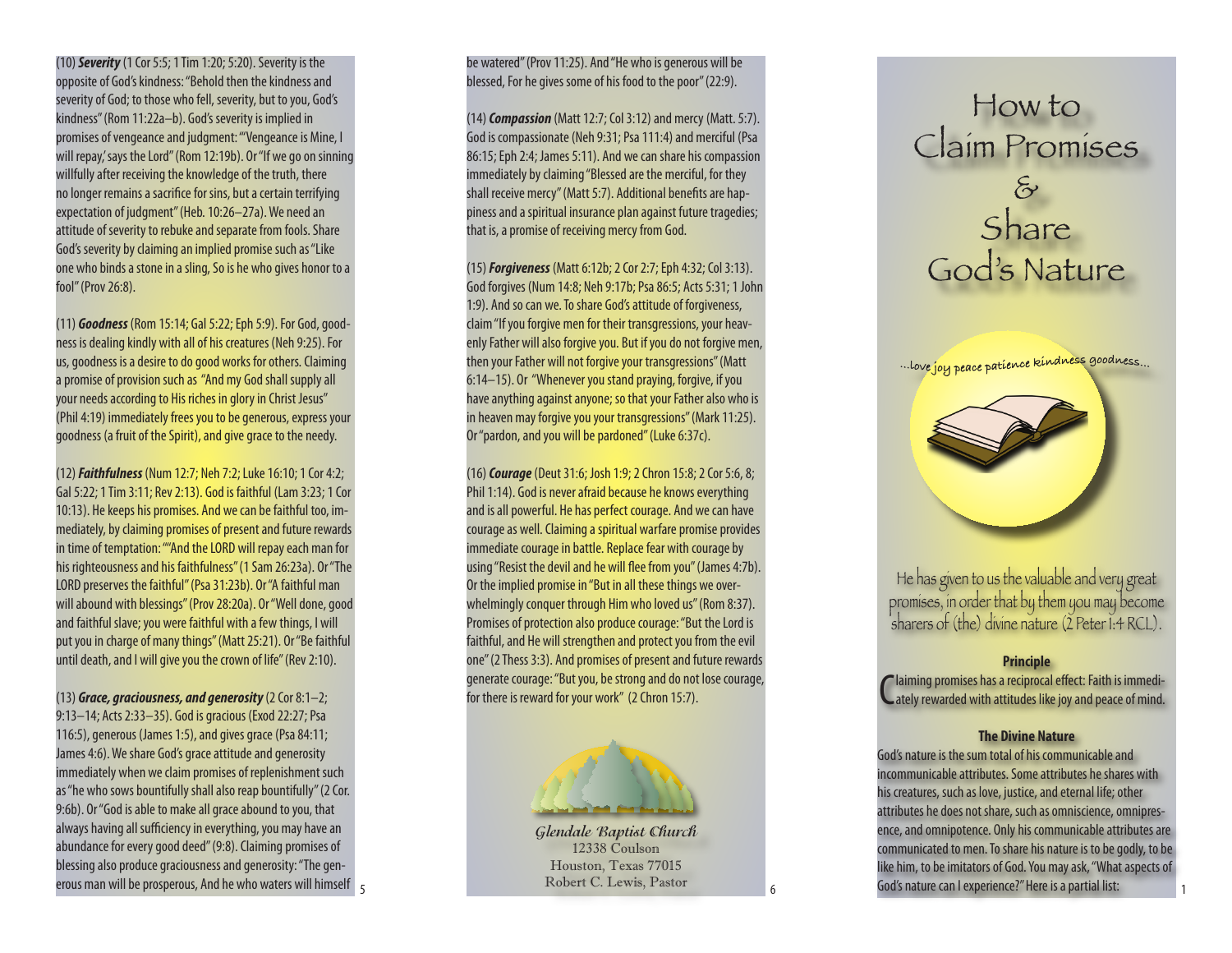(10) ***Severity*** (1 Cor 5:5; 1 Tim 1:20; 5:20). Severity is the opposite of God's kindness: "Behold then the kindness and severity of God; to those who fell, severity, but to you, God's kindness" (Rom 11:22a–b). God's severity is implied in promises of vengeance and judgment: "'Vengeance is Mine, I will repay,' says the Lord" (Rom 12:19b). Or "If we go on sinning willfully after receiving the knowledge of the truth, there no longer remains a sacrifice for sins, but a certain terrifying expectation of judgment" (Heb. 10:26–27a). We need an attitude of severity to rebuke and separate from fools. Share God's severity by claiming an implied promise such as "Like one who binds a stone in a sling, So is he who gives honor to a fool" (Prov 26:8).

(11) ***Goodness*** (Rom 15:14; Gal 5:22; Eph 5:9). For God, goodness is dealing kindly with all of his creatures (Neh 9:25). For us, goodness is a desire to do good works for others. Claiming a promise of provision such as "And my God shall supply all your needs according to His riches in glory in Christ Jesus" (Phil 4:19) immediately frees you to be generous, express your goodness (a fruit of the Spirit), and give grace to the needy.

(12) ***Faithfulness*** (Num 12:7; Neh 7:2; Luke 16:10; 1 Cor 4:2; Gal 5:22; 1 Tim 3:11; Rev 2:13). God is faithful (Lam 3:23; 1 Cor 10:13). He keeps his promises. And we can be faithful too, immediately, by claiming promises of present and future rewards in time of temptation: ""And the LORD will repay each man for his righteousness and his faithfulness" (1 Sam 26:23a). Or "The LORD preserves the faithful" (Psa 31:23b). Or "A faithful man will abound with blessings" (Prov 28:20a). Or "Well done, good and faithful slave; you were faithful with a few things, I will put you in charge of many things" (Matt 25:21). Or "Be faithful until death, and I will give you the crown of life" (Rev 2:10).

(13) ***Grace, graciousness, and generosity*** (2 Cor 8:1–2; 9:13–14; Acts 2:33–35). God is gracious (Exod 22:27; Psa 116:5), generous (James 1:5), and gives grace (Psa 84:11; James 4:6). We share God's grace attitude and generosity immediately when we claim promises of replenishment such as "he who sows bountifully shall also reap bountifully" (2 Cor. 9:6b). Or "God is able to make all grace abound to you, that always having all sufficiency in everything, you may have an abundance for every good deed" (9:8). Claiming promises of blessing also produce graciousness and generosity: "The generous man will be prosperous, And he who waters will himself be watered" (Prov 11:25). And "He who is generous will be blessed, For he gives some of his food to the poor" (22:9).

(14) ***Compassion*** (Matt 12:7; Col 3:12) and mercy (Matt. 5:7). God is compassionate (Neh 9:31; Psa 111:4) and merciful (Psa 86:15; Eph 2:4; James 5:11). And we can share his compassion immediately by claiming "Blessed are the merciful, for they shall receive mercy" (Matt 5:7). Additional benefits are happiness and a spiritual insurance plan against future tragedies; that is, a promise of receiving mercy from God.

(15) ***Forgiveness*** (Matt 6:12b; 2 Cor 2:7; Eph 4:32; Col 3:13). God forgives (Num 14:8; Neh 9:17b; Psa 86:5; Acts 5:31; 1 John 1:9). And so can we. To share God's attitude of forgiveness, claim "If you forgive men for their transgressions, your heavenly Father will also forgive you. But if you do not forgive men, then your Father will not forgive your transgressions" (Matt 6:14–15). Or "Whenever you stand praying, forgive, if you have anything against anyone; so that your Father who is in heaven may forgive you your transgressions" (Mark 11:25). Or "pardon, and you will be pardoned" (Luke 6:37c).

(16) ***Courage*** (Deut 31:6; Josh 1:9; 2 Chron 15:8; 2 Cor 5:6, 8; Phil 1:14). God is never afraid because he knows everything and is all powerful. He has perfect courage. And we can have courage as well. Claiming a spiritual warfare promise provides immediate courage in battle. Replace fear with courage by using "Resist the devil and he will flee from you" (James 4:7b). Or the implied promise in "But in all these things we overwhelmingly conquer through Him who loved us" (Rom 8:37). Promises of protection also produce courage: "But the Lord is faithful, and He will strengthen and protect you from the evil one" (2 Thess 3:3). And promises of present and future rewards generate courage: "But you, be strong and do not lose courage, for there is reward for your work" (2 Chron 15:7).

*Glendale Baptist Church*
12338 Coulson
Houston, Texas 77015
Robert C. Lewis, Pastor

# How to Claim Promises & Share God's Nature

...love joy peace patience kindness goodness...

He has given to us the valuable and very great promises, in order that by them you may become sharers of (the) divine nature (2 Peter 1:4 RCL).

### Principle

Claiming promises has a reciprocal effect: Faith is immediately rewarded with attitudes like joy and peace of mind.

### The Divine Nature

God's nature is the sum total of his communicable and incommunicable attributes. Some attributes he shares with his creatures, such as love, justice, and eternal life; other attributes he does not share, such as omniscience, omnipresence, and omnipotence. Only his communicable attributes are communicated to men. To share his nature is to be godly, to be like him, to be imitators of God. You may ask, "What aspects of God's nature can I experience?" Here is a partial list: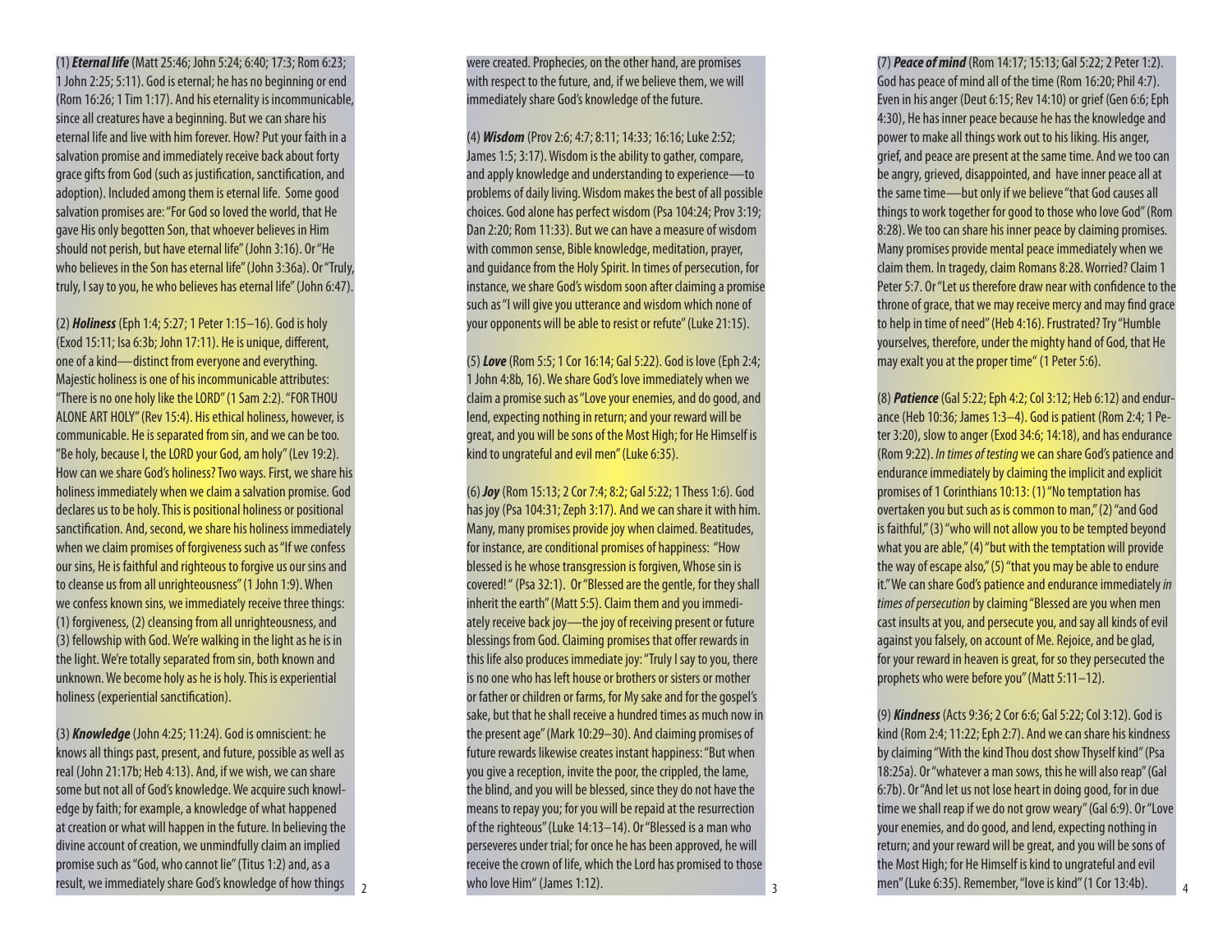(1) ***Eternal life*** (Matt 25:46; John 5:24; 6:40; 17:3; Rom 6:23; 1 John 2:25; 5:11). God is eternal; he has no beginning or end (Rom 16:26; 1 Tim 1:17). And his eternality is incommunicable, since all creatures have a beginning. But we can share his eternal life and live with him forever. How? Put your faith in a salvation promise and immediately receive back about forty grace gifts from God (such as justification, sanctification, and adoption). Included among them is eternal life. Some good salvation promises are: "For God so loved the world, that He gave His only begotten Son, that whoever believes in Him should not perish, but have eternal life" (John 3:16). Or "He who believes in the Son has eternal life" (John 3:36a). Or "Truly, truly, I say to you, he who believes has eternal life" (John 6:47).

(2) ***Holiness*** (Eph 1:4; 5:27; 1 Peter 1:15–16). God is holy (Exod 15:11; Isa 6:3b; John 17:11). He is unique, different, one of a kind—distinct from everyone and everything. Majestic holiness is one of his incommunicable attributes: "There is no one holy like the LORD" (1 Sam 2:2). "FOR THOU ALONE ART HOLY" (Rev 15:4). His ethical holiness, however, is communicable. He is separated from sin, and we can be too. "Be holy, because I, the LORD your God, am holy" (Lev 19:2). How can we share God's holiness? Two ways. First, we share his holiness immediately when we claim a salvation promise. God declares us to be holy. This is positional holiness or positional sanctification. And, second, we share his holiness immediately when we claim promises of forgiveness such as "If we confess our sins, He is faithful and righteous to forgive us our sins and to cleanse us from all unrighteousness" (1 John 1:9). When we confess known sins, we immediately receive three things: (1) forgiveness, (2) cleansing from all unrighteousness, and (3) fellowship with God. We're walking in the light as he is in the light. We're totally separated from sin, both known and unknown. We become holy as he is holy. This is experiential holiness (experiential sanctification).

(3) ***Knowledge*** (John 4:25; 11:24). God is omniscient: he knows all things past, present, and future, possible as well as real (John 21:17b; Heb 4:13). And, if we wish, we can share some but not all of God's knowledge. We acquire such knowledge by faith; for example, a knowledge of what happened at creation or what will happen in the future. In believing the divine account of creation, we unmindfully claim an implied promise such as "God, who cannot lie" (Titus 1:2) and, as a result, we immediately share God's knowledge of how things were created. Prophecies, on the other hand, are promises with respect to the future, and, if we believe them, we will immediately share God's knowledge of the future.

(4) ***Wisdom*** (Prov 2:6; 4:7; 8:11; 14:33; 16:16; Luke 2:52; James 1:5; 3:17). Wisdom is the ability to gather, compare, and apply knowledge and understanding to experience—to problems of daily living. Wisdom makes the best of all possible choices. God alone has perfect wisdom (Psa 104:24; Prov 3:19; Dan 2:20; Rom 11:33). But we can have a measure of wisdom with common sense, Bible knowledge, meditation, prayer, and guidance from the Holy Spirit. In times of persecution, for instance, we share God's wisdom soon after claiming a promise such as "I will give you utterance and wisdom which none of your opponents will be able to resist or refute" (Luke 21:15).

(5) ***Love*** (Rom 5:5; 1 Cor 16:14; Gal 5:22). God is love (Eph 2:4; 1 John 4:8b, 16). We share God's love immediately when we claim a promise such as "Love your enemies, and do good, and lend, expecting nothing in return; and your reward will be great, and you will be sons of the Most High; for He Himself is kind to ungrateful and evil men" (Luke 6:35).

(6) ***Joy*** (Rom 15:13; 2 Cor 7:4; 8:2; Gal 5:22; 1 Thess 1:6). God has joy (Psa 104:31; Zeph 3:17). And we can share it with him. Many, many promises provide joy when claimed. Beatitudes, for instance, are conditional promises of happiness: "How blessed is he whose transgression is forgiven, Whose sin is covered!" (Psa 32:1). Or "Blessed are the gentle, for they shall inherit the earth" (Matt 5:5). Claim them and you immediately receive back joy—the joy of receiving present or future blessings from God. Claiming promises that offer rewards in this life also produces immediate joy: "Truly I say to you, there is no one who has left house or brothers or sisters or mother or father or children or farms, for My sake and for the gospel's sake, but that he shall receive a hundred times as much now in the present age" (Mark 10:29–30). And claiming promises of future rewards likewise creates instant happiness: "But when you give a reception, invite the poor, the crippled, the lame, the blind, and you will be blessed, since they do not have the means to repay you; for you will be repaid at the resurrection of the righteous" (Luke 14:13–14). Or "Blessed is a man who perseveres under trial; for once he has been approved, he will receive the crown of life, which the Lord has promised to those who love Him" (James 1:12).

(7) ***Peace of mind*** (Rom 14:17; 15:13; Gal 5:22; 2 Peter 1:2). God has peace of mind all of the time (Rom 16:20; Phil 4:7). Even in his anger (Deut 6:15; Rev 14:10) or grief (Gen 6:6; Eph 4:30), He has inner peace because he has the knowledge and power to make all things work out to his liking. His anger, grief, and peace are present at the same time. And we too can be angry, grieved, disappointed, and have inner peace all at the same time—but only if we believe "that God causes all things to work together for good to those who love God" (Rom 8:28). We too can share his inner peace by claiming promises. Many promises provide mental peace immediately when we claim them. In tragedy, claim Romans 8:28. Worried? Claim 1 Peter 5:7. Or "Let us therefore draw near with confidence to the throne of grace, that we may receive mercy and may find grace to help in time of need" (Heb 4:16). Frustrated? Try "Humble yourselves, therefore, under the mighty hand of God, that He may exalt you at the proper time" (1 Peter 5:6).

(8) ***Patience*** (Gal 5:22; Eph 4:2; Col 3:12; Heb 6:12) and endurance (Heb 10:36; James 1:3–4). God is patient (Rom 2:4; 1 Peter 3:20), slow to anger (Exod 34:6; 14:18), and has endurance (Rom 9:22). *In times of testing* we can share God's patience and endurance immediately by claiming the implicit and explicit promises of 1 Corinthians 10:13: (1) "No temptation has overtaken you but such as is common to man," (2) "and God is faithful," (3) "who will not allow you to be tempted beyond what you are able," (4) "but with the temptation will provide the way of escape also," (5) "that you may be able to endure it." We can share God's patience and endurance immediately *in times of persecution* by claiming "Blessed are you when men cast insults at you, and persecute you, and say all kinds of evil against you falsely, on account of Me. Rejoice, and be glad, for your reward in heaven is great, for so they persecuted the prophets who were before you" (Matt 5:11–12).

(9) ***Kindness*** (Acts 9:36; 2 Cor 6:6; Gal 5:22; Col 3:12). God is kind (Rom 2:4; 11:22; Eph 2:7). And we can share his kindness by claiming "With the kind Thou dost show Thyself kind" (Psa 18:25a). Or "whatever a man sows, this he will also reap" (Gal 6:7b). Or "And let us not lose heart in doing good, for in due time we shall reap if we do not grow weary" (Gal 6:9). Or "Love your enemies, and do good, and lend, expecting nothing in return; and your reward will be great, and you will be sons of the Most High; for He Himself is kind to ungrateful and evil men" (Luke 6:35). Remember, "love is kind" (1 Cor 13:4b).